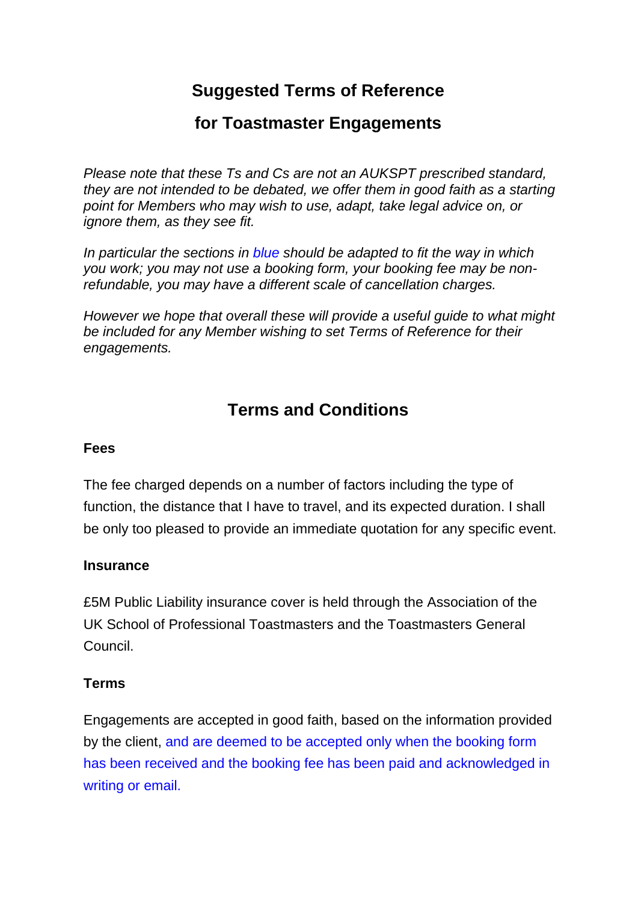# Suggested Terms of Reference

# for Toastmaster Engagements

*Please note that these Ts and Cs are not an AUKSPT prescribed standard, they are not intended to be debated, we offer them in good faith as a starting point for Members who may wish to use, adapt, take legal advice on, or ignore them, as they see fit.*

*In particular the sections in blue should be adapted to fit the way in which you work; you may not use a booking form, your booking fee may be non-refundable, you may have a different scale of cancellation charges.*

*However we hope that overall these will provide a useful guide to what might be included for any Member wishing to set Terms of Reference for their engagements.*

## Terms and Conditions

**Fees**

The fee charged depends on a number of factors including the type of function, the distance that I have to travel, and its expected duration. I shall be only too pleased to provide an immediate quotation for any specific event.

**Insurance**

£5M Public Liability insurance cover is held through the Association of the UK School of Professional Toastmasters and the Toastmasters General Council.

**Terms**

Engagements are accepted in good faith, based on the information provided by the client, and are deemed to be accepted only when the booking form has been received and the booking fee has been paid and acknowledged in writing or email.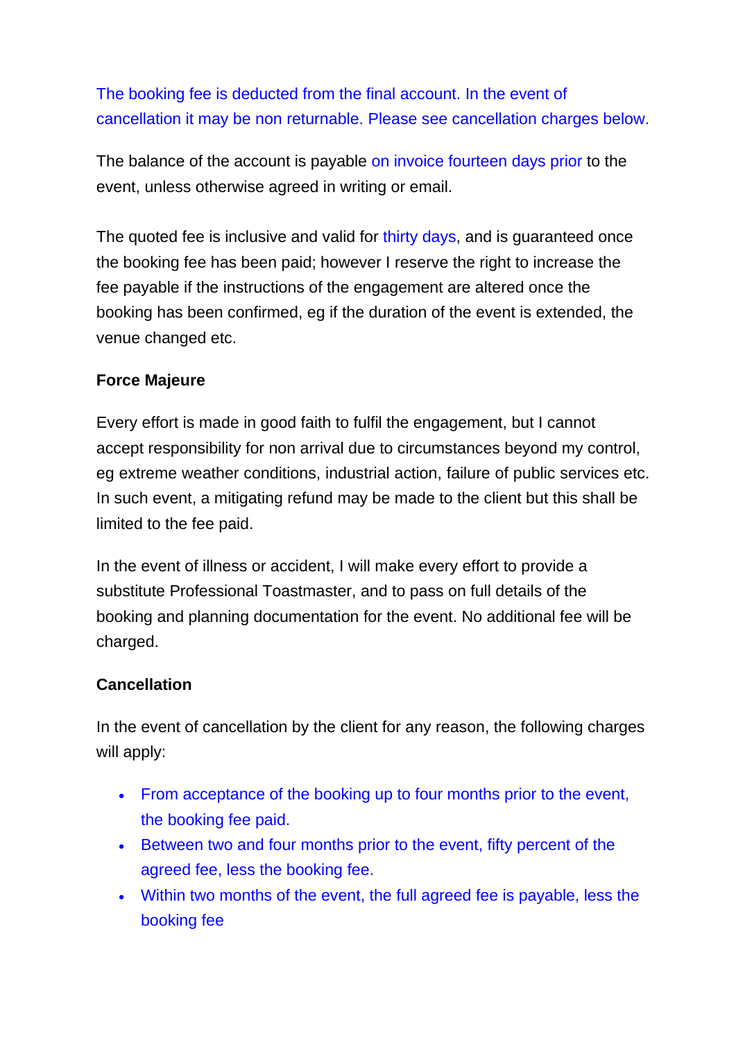The booking fee is deducted from the final account. In the event of cancellation it may be non returnable. Please see cancellation charges below.

The balance of the account is payable on invoice fourteen days prior to the event, unless otherwise agreed in writing or email.

The quoted fee is inclusive and valid for thirty days, and is guaranteed once the booking fee has been paid; however I reserve the right to increase the fee payable if the instructions of the engagement are altered once the booking has been confirmed, eg if the duration of the event is extended, the venue changed etc.

**Force Majeure**

Every effort is made in good faith to fulfil the engagement, but I cannot accept responsibility for non arrival due to circumstances beyond my control, eg extreme weather conditions, industrial action, failure of public services etc. In such event, a mitigating refund may be made to the client but this shall be limited to the fee paid.

In the event of illness or accident, I will make every effort to provide a substitute Professional Toastmaster, and to pass on full details of the booking and planning documentation for the event. No additional fee will be charged.

**Cancellation**

In the event of cancellation by the client for any reason, the following charges will apply:

- From acceptance of the booking up to four months prior to the event, the booking fee paid.
- Between two and four months prior to the event, fifty percent of the agreed fee, less the booking fee.
- Within two months of the event, the full agreed fee is payable, less the booking fee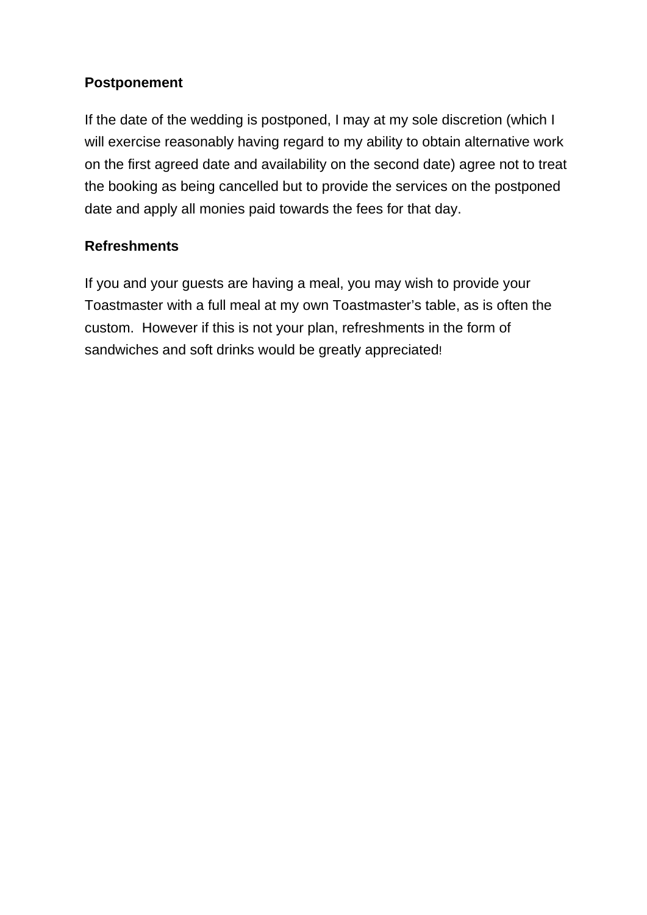**Postponement**

If the date of the wedding is postponed, I may at my sole discretion (which I will exercise reasonably having regard to my ability to obtain alternative work on the first agreed date and availability on the second date) agree not to treat the booking as being cancelled but to provide the services on the postponed date and apply all monies paid towards the fees for that day.

**Refreshments**

If you and your guests are having a meal, you may wish to provide your Toastmaster with a full meal at my own Toastmaster's table, as is often the custom.  However if this is not your plan, refreshments in the form of sandwiches and soft drinks would be greatly appreciated!